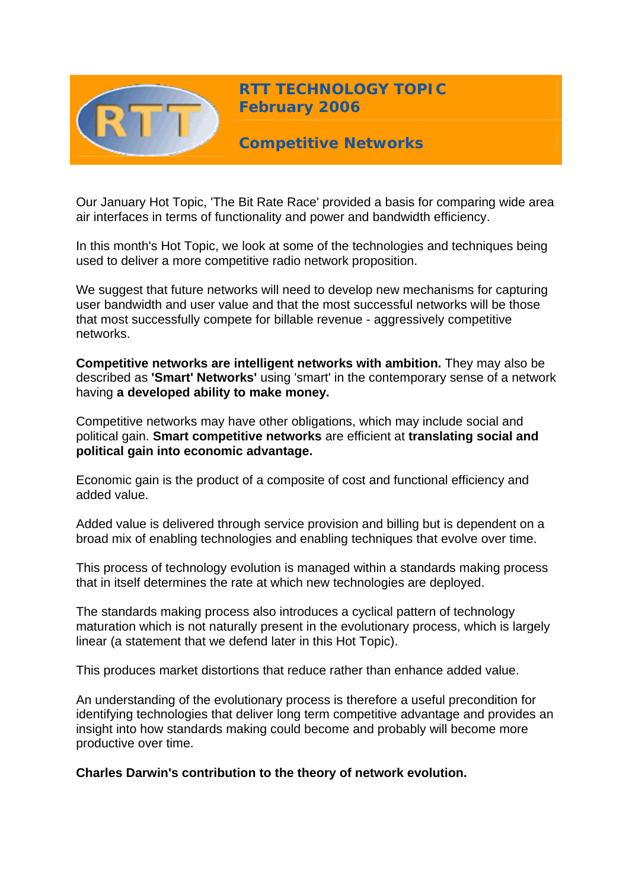# RTT TECHNOLOGY TOPIC February 2006

## Competitive Networks

Our January Hot Topic, 'The Bit Rate Race' provided a basis for comparing wide area air interfaces in terms of functionality and power and bandwidth efficiency.

In this month's Hot Topic, we look at some of the technologies and techniques being used to deliver a more competitive radio network proposition.

We suggest that future networks will need to develop new mechanisms for capturing user bandwidth and user value and that the most successful networks will be those that most successfully compete for billable revenue - aggressively competitive networks.

**Competitive networks are intelligent networks with ambition.** They may also be described as **'Smart' Networks'** using 'smart' in the contemporary sense of a network having **a developed ability to make money.**

Competitive networks may have other obligations, which may include social and political gain. **Smart competitive networks** are efficient at **translating social and political gain into economic advantage.**

Economic gain is the product of a composite of cost and functional efficiency and added value.

Added value is delivered through service provision and billing but is dependent on a broad mix of enabling technologies and enabling techniques that evolve over time.

This process of technology evolution is managed within a standards making process that in itself determines the rate at which new technologies are deployed.

The standards making process also introduces a cyclical pattern of technology maturation which is not naturally present in the evolutionary process, which is largely linear (a statement that we defend later in this Hot Topic).

This produces market distortions that reduce rather than enhance added value.

An understanding of the evolutionary process is therefore a useful precondition for identifying technologies that deliver long term competitive advantage and provides an insight into how standards making could become and probably will become more productive over time.

**Charles Darwin's contribution to the theory of network evolution.**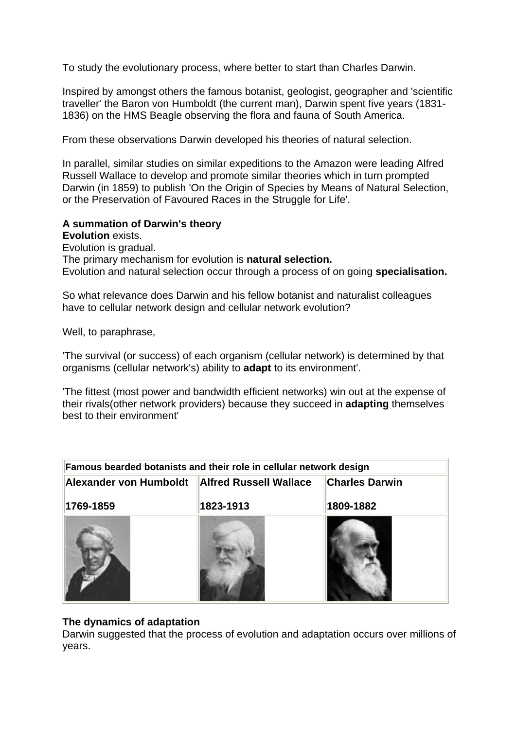To study the evolutionary process, where better to start than Charles Darwin.

Inspired by amongst others the famous botanist, geologist, geographer and 'scientific traveller' the Baron von Humboldt (the current man), Darwin spent five years (1831-1836) on the HMS Beagle observing the flora and fauna of South America.

From these observations Darwin developed his theories of natural selection.

In parallel, similar studies on similar expeditions to the Amazon were leading Alfred Russell Wallace to develop and promote similar theories which in turn prompted Darwin (in 1859) to publish 'On the Origin of Species by Means of Natural Selection, or the Preservation of Favoured Races in the Struggle for Life'.

**A summation of Darwin's theory**
**Evolution** exists.
Evolution is gradual.
The primary mechanism for evolution is **natural selection.**
Evolution and natural selection occur through a process of on going **specialisation.**

So what relevance does Darwin and his fellow botanist and naturalist colleagues have to cellular network design and cellular network evolution?

Well, to paraphrase,

'The survival (or success) of each organism (cellular network) is determined by that organisms (cellular network's) ability to **adapt** to its environment'.

'The fittest (most power and bandwidth efficient networks) win out at the expense of their rivals(other network providers) because they succeed in **adapting** themselves best to their environment'

| Famous bearded botanists and their role in cellular network design | | |
|---|---|---|
| **Alexander von Humboldt**<br><br>**1769-1859** | **Alfred Russell Wallace**<br><br>**1823-1913** | **Charles Darwin**<br><br>**1809-1882** |
| | | |

**The dynamics of adaptation**
Darwin suggested that the process of evolution and adaptation occurs over millions of years.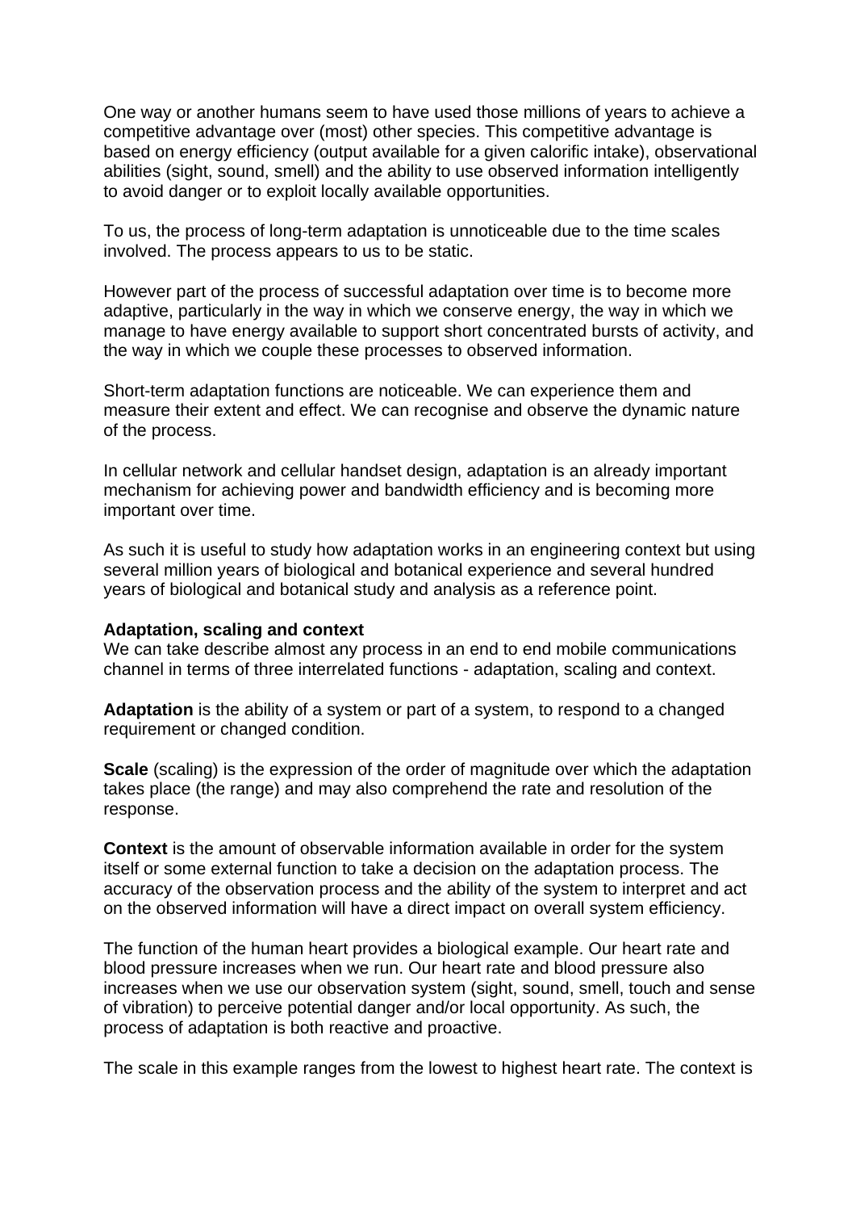One way or another humans seem to have used those millions of years to achieve a competitive advantage over (most) other species. This competitive advantage is based on energy efficiency (output available for a given calorific intake), observational abilities (sight, sound, smell) and the ability to use observed information intelligently to avoid danger or to exploit locally available opportunities.

To us, the process of long-term adaptation is unnoticeable due to the time scales involved. The process appears to us to be static.

However part of the process of successful adaptation over time is to become more adaptive, particularly in the way in which we conserve energy, the way in which we manage to have energy available to support short concentrated bursts of activity, and the way in which we couple these processes to observed information.

Short-term adaptation functions are noticeable. We can experience them and measure their extent and effect. We can recognise and observe the dynamic nature of the process.

In cellular network and cellular handset design, adaptation is an already important mechanism for achieving power and bandwidth efficiency and is becoming more important over time.

As such it is useful to study how adaptation works in an engineering context but using several million years of biological and botanical experience and several hundred years of biological and botanical study and analysis as a reference point.

**Adaptation, scaling and context**
We can take describe almost any process in an end to end mobile communications channel in terms of three interrelated functions - adaptation, scaling and context.

**Adaptation** is the ability of a system or part of a system, to respond to a changed requirement or changed condition.

**Scale** (scaling) is the expression of the order of magnitude over which the adaptation takes place (the range) and may also comprehend the rate and resolution of the response.

**Context** is the amount of observable information available in order for the system itself or some external function to take a decision on the adaptation process. The accuracy of the observation process and the ability of the system to interpret and act on the observed information will have a direct impact on overall system efficiency.

The function of the human heart provides a biological example. Our heart rate and blood pressure increases when we run. Our heart rate and blood pressure also increases when we use our observation system (sight, sound, smell, touch and sense of vibration) to perceive potential danger and/or local opportunity. As such, the process of adaptation is both reactive and proactive.

The scale in this example ranges from the lowest to highest heart rate. The context is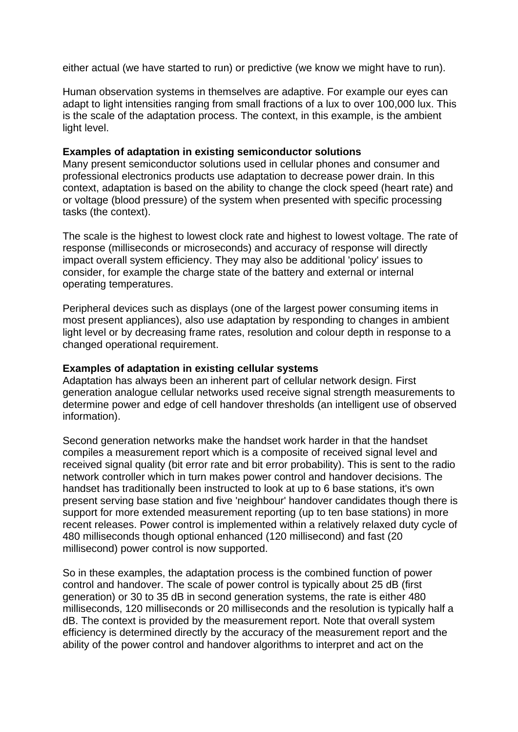either actual (we have started to run) or predictive (we know we might have to run).

Human observation systems in themselves are adaptive. For example our eyes can adapt to light intensities ranging from small fractions of a lux to over 100,000 lux. This is the scale of the adaptation process. The context, in this example, is the ambient light level.

**Examples of adaptation in existing semiconductor solutions**
Many present semiconductor solutions used in cellular phones and consumer and professional electronics products use adaptation to decrease power drain. In this context, adaptation is based on the ability to change the clock speed (heart rate) and or voltage (blood pressure) of the system when presented with specific processing tasks (the context).

The scale is the highest to lowest clock rate and highest to lowest voltage. The rate of response (milliseconds or microseconds) and accuracy of response will directly impact overall system efficiency. They may also be additional 'policy' issues to consider, for example the charge state of the battery and external or internal operating temperatures.

Peripheral devices such as displays (one of the largest power consuming items in most present appliances), also use adaptation by responding to changes in ambient light level or by decreasing frame rates, resolution and colour depth in response to a changed operational requirement.

**Examples of adaptation in existing cellular systems**
Adaptation has always been an inherent part of cellular network design. First generation analogue cellular networks used receive signal strength measurements to determine power and edge of cell handover thresholds (an intelligent use of observed information).

Second generation networks make the handset work harder in that the handset compiles a measurement report which is a composite of received signal level and received signal quality (bit error rate and bit error probability). This is sent to the radio network controller which in turn makes power control and handover decisions. The handset has traditionally been instructed to look at up to 6 base stations, it's own present serving base station and five 'neighbour' handover candidates though there is support for more extended measurement reporting (up to ten base stations) in more recent releases. Power control is implemented within a relatively relaxed duty cycle of 480 milliseconds though optional enhanced (120 millisecond) and fast (20 millisecond) power control is now supported.

So in these examples, the adaptation process is the combined function of power control and handover. The scale of power control is typically about 25 dB (first generation) or 30 to 35 dB in second generation systems, the rate is either 480 milliseconds, 120 milliseconds or 20 milliseconds and the resolution is typically half a dB. The context is provided by the measurement report. Note that overall system efficiency is determined directly by the accuracy of the measurement report and the ability of the power control and handover algorithms to interpret and act on the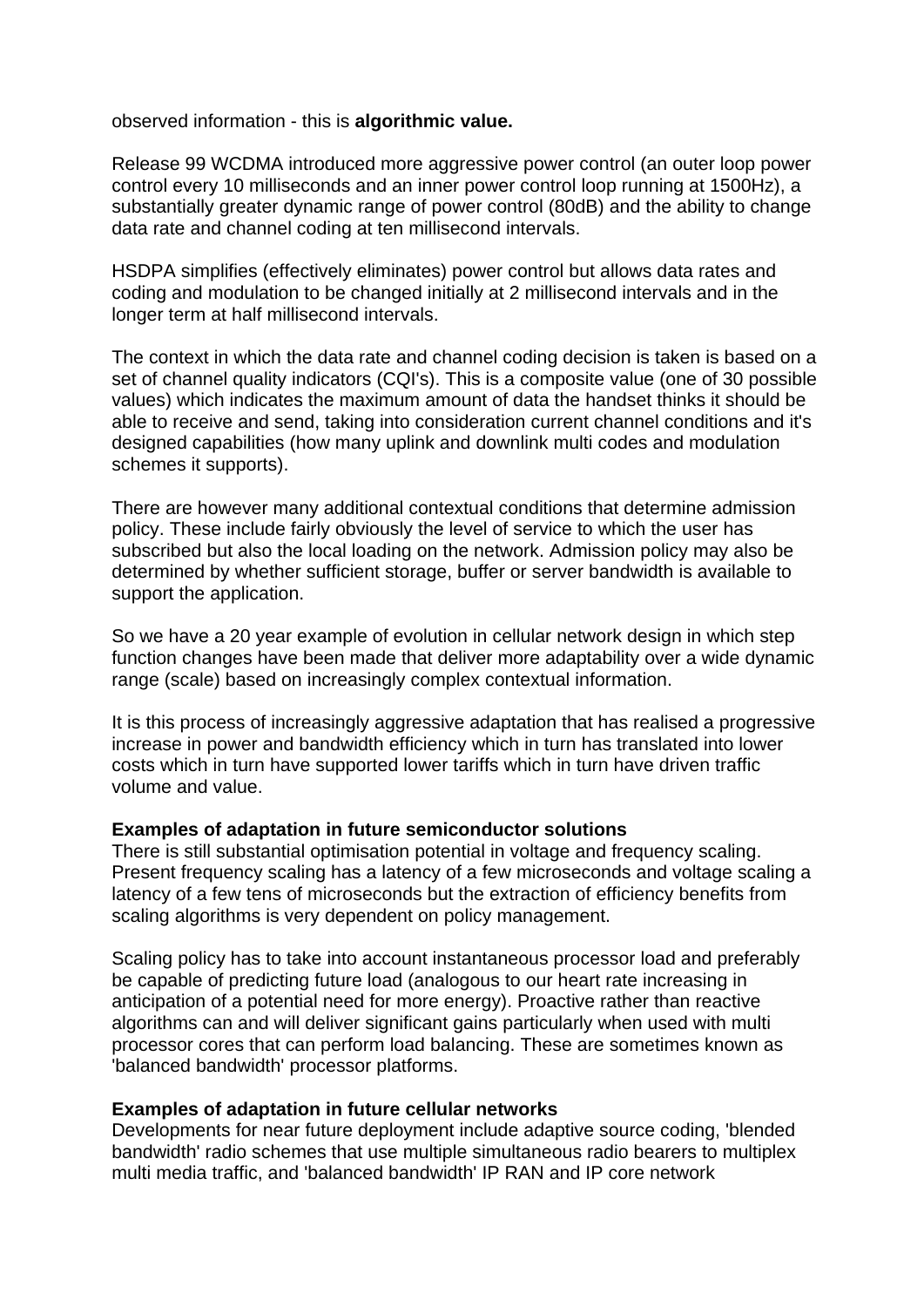observed information - this is **algorithmic value.**

Release 99 WCDMA introduced more aggressive power control (an outer loop power control every 10 milliseconds and an inner power control loop running at 1500Hz), a substantially greater dynamic range of power control (80dB) and the ability to change data rate and channel coding at ten millisecond intervals.

HSDPA simplifies (effectively eliminates) power control but allows data rates and coding and modulation to be changed initially at 2 millisecond intervals and in the longer term at half millisecond intervals.

The context in which the data rate and channel coding decision is taken is based on a set of channel quality indicators (CQI's). This is a composite value (one of 30 possible values) which indicates the maximum amount of data the handset thinks it should be able to receive and send, taking into consideration current channel conditions and it's designed capabilities (how many uplink and downlink multi codes and modulation schemes it supports).

There are however many additional contextual conditions that determine admission policy. These include fairly obviously the level of service to which the user has subscribed but also the local loading on the network. Admission policy may also be determined by whether sufficient storage, buffer or server bandwidth is available to support the application.

So we have a 20 year example of evolution in cellular network design in which step function changes have been made that deliver more adaptability over a wide dynamic range (scale) based on increasingly complex contextual information.

It is this process of increasingly aggressive adaptation that has realised a progressive increase in power and bandwidth efficiency which in turn has translated into lower costs which in turn have supported lower tariffs which in turn have driven traffic volume and value.

**Examples of adaptation in future semiconductor solutions**

There is still substantial optimisation potential in voltage and frequency scaling. Present frequency scaling has a latency of a few microseconds and voltage scaling a latency of a few tens of microseconds but the extraction of efficiency benefits from scaling algorithms is very dependent on policy management.

Scaling policy has to take into account instantaneous processor load and preferably be capable of predicting future load (analogous to our heart rate increasing in anticipation of a potential need for more energy). Proactive rather than reactive algorithms can and will deliver significant gains particularly when used with multi processor cores that can perform load balancing. These are sometimes known as 'balanced bandwidth' processor platforms.

**Examples of adaptation in future cellular networks**

Developments for near future deployment include adaptive source coding, 'blended bandwidth' radio schemes that use multiple simultaneous radio bearers to multiplex multi media traffic, and 'balanced bandwidth' IP RAN and IP core network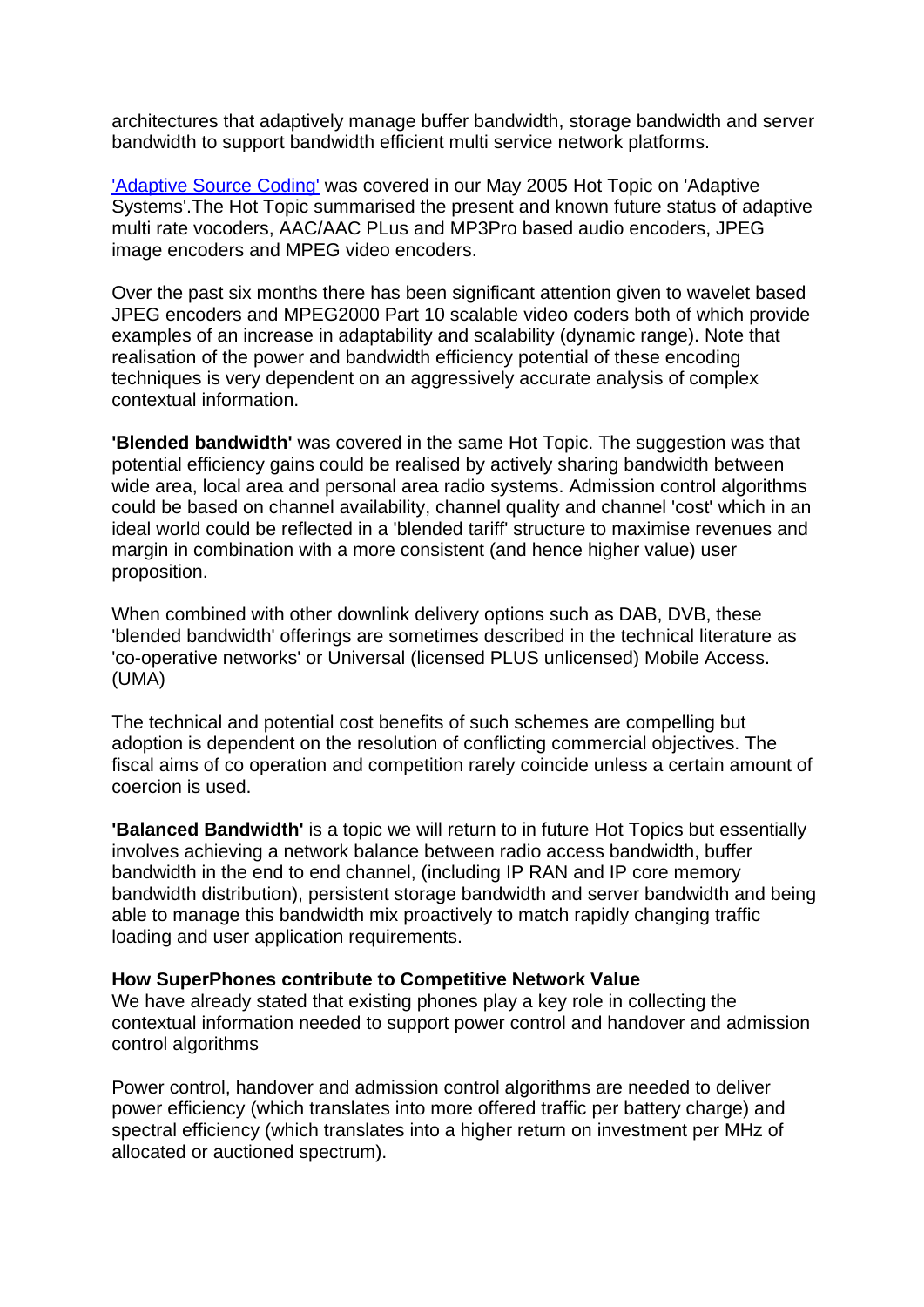architectures that adaptively manage buffer bandwidth, storage bandwidth and server bandwidth to support bandwidth efficient multi service network platforms.

'Adaptive Source Coding' was covered in our May 2005 Hot Topic on 'Adaptive Systems'.The Hot Topic summarised the present and known future status of adaptive multi rate vocoders, AAC/AAC PLus and MP3Pro based audio encoders, JPEG image encoders and MPEG video encoders.

Over the past six months there has been significant attention given to wavelet based JPEG encoders and MPEG2000 Part 10 scalable video coders both of which provide examples of an increase in adaptability and scalability (dynamic range). Note that realisation of the power and bandwidth efficiency potential of these encoding techniques is very dependent on an aggressively accurate analysis of complex contextual information.

**'Blended bandwidth'** was covered in the same Hot Topic. The suggestion was that potential efficiency gains could be realised by actively sharing bandwidth between wide area, local area and personal area radio systems. Admission control algorithms could be based on channel availability, channel quality and channel 'cost' which in an ideal world could be reflected in a 'blended tariff' structure to maximise revenues and margin in combination with a more consistent (and hence higher value) user proposition.

When combined with other downlink delivery options such as DAB, DVB, these 'blended bandwidth' offerings are sometimes described in the technical literature as 'co-operative networks' or Universal (licensed PLUS unlicensed) Mobile Access. (UMA)

The technical and potential cost benefits of such schemes are compelling but adoption is dependent on the resolution of conflicting commercial objectives. The fiscal aims of co operation and competition rarely coincide unless a certain amount of coercion is used.

**'Balanced Bandwidth'** is a topic we will return to in future Hot Topics but essentially involves achieving a network balance between radio access bandwidth, buffer bandwidth in the end to end channel, (including IP RAN and IP core memory bandwidth distribution), persistent storage bandwidth and server bandwidth and being able to manage this bandwidth mix proactively to match rapidly changing traffic loading and user application requirements.

**How SuperPhones contribute to Competitive Network Value**

We have already stated that existing phones play a key role in collecting the contextual information needed to support power control and handover and admission control algorithms

Power control, handover and admission control algorithms are needed to deliver power efficiency (which translates into more offered traffic per battery charge) and spectral efficiency (which translates into a higher return on investment per MHz of allocated or auctioned spectrum).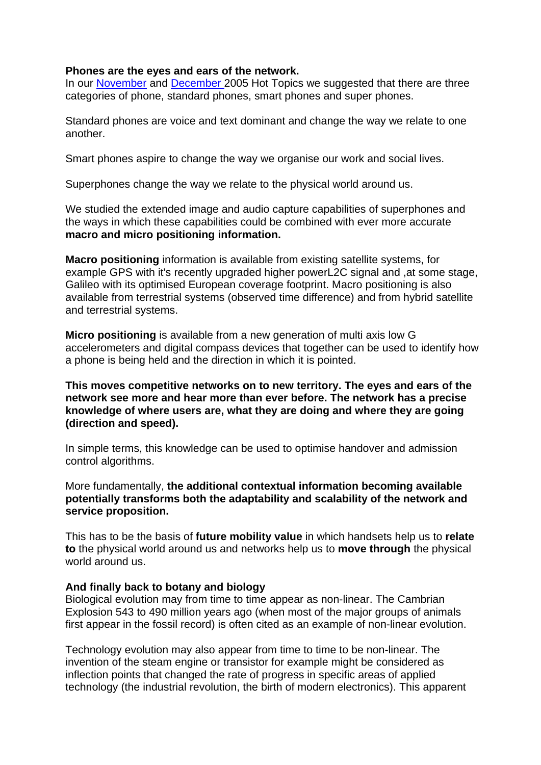**Phones are the eyes and ears of the network.**
In our [November](#) and [December](#) 2005 Hot Topics we suggested that there are three categories of phone, standard phones, smart phones and super phones.

Standard phones are voice and text dominant and change the way we relate to one another.

Smart phones aspire to change the way we organise our work and social lives.

Superphones change the way we relate to the physical world around us.

We studied the extended image and audio capture capabilities of superphones and the ways in which these capabilities could be combined with ever more accurate **macro and micro positioning information.**

**Macro positioning** information is available from existing satellite systems, for example GPS with it's recently upgraded higher powerL2C signal and ,at some stage, Galileo with its optimised European coverage footprint. Macro positioning is also available from terrestrial systems (observed time difference) and from hybrid satellite and terrestrial systems.

**Micro positioning** is available from a new generation of multi axis low G accelerometers and digital compass devices that together can be used to identify how a phone is being held and the direction in which it is pointed.

**This moves competitive networks on to new territory. The eyes and ears of the network see more and hear more than ever before. The network has a precise knowledge of where users are, what they are doing and where they are going (direction and speed).**

In simple terms, this knowledge can be used to optimise handover and admission control algorithms.

More fundamentally, **the additional contextual information becoming available potentially transforms both the adaptability and scalability of the network and service proposition.**

This has to be the basis of **future mobility value** in which handsets help us to **relate to** the physical world around us and networks help us to **move through** the physical world around us.

**And finally back to botany and biology**
Biological evolution may from time to time appear as non-linear. The Cambrian Explosion 543 to 490 million years ago (when most of the major groups of animals first appear in the fossil record) is often cited as an example of non-linear evolution.

Technology evolution may also appear from time to time to be non-linear. The invention of the steam engine or transistor for example might be considered as inflection points that changed the rate of progress in specific areas of applied technology (the industrial revolution, the birth of modern electronics). This apparent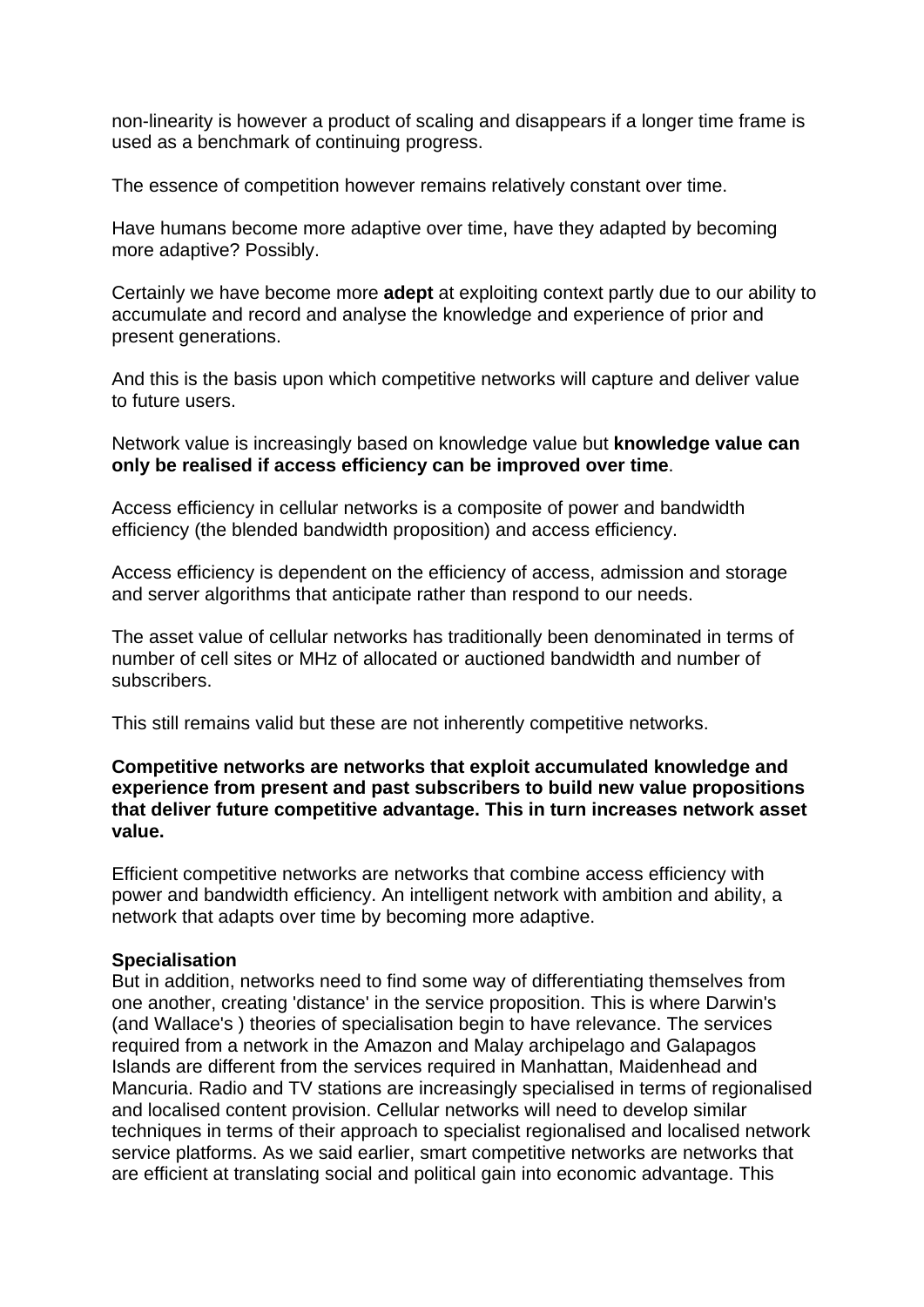non-linearity is however a product of scaling and disappears if a longer time frame is used as a benchmark of continuing progress.

The essence of competition however remains relatively constant over time.

Have humans become more adaptive over time, have they adapted by becoming more adaptive? Possibly.

Certainly we have become more **adept** at exploiting context partly due to our ability to accumulate and record and analyse the knowledge and experience of prior and present generations.

And this is the basis upon which competitive networks will capture and deliver value to future users.

Network value is increasingly based on knowledge value but **knowledge value can only be realised if access efficiency can be improved over time**.

Access efficiency in cellular networks is a composite of power and bandwidth efficiency (the blended bandwidth proposition) and access efficiency.

Access efficiency is dependent on the efficiency of access, admission and storage and server algorithms that anticipate rather than respond to our needs.

The asset value of cellular networks has traditionally been denominated in terms of number of cell sites or MHz of allocated or auctioned bandwidth and number of subscribers.

This still remains valid but these are not inherently competitive networks.

**Competitive networks are networks that exploit accumulated knowledge and experience from present and past subscribers to build new value propositions that deliver future competitive advantage. This in turn increases network asset value.**

Efficient competitive networks are networks that combine access efficiency with power and bandwidth efficiency. An intelligent network with ambition and ability, a network that adapts over time by becoming more adaptive.

**Specialisation**
But in addition, networks need to find some way of differentiating themselves from one another, creating 'distance' in the service proposition. This is where Darwin's (and Wallace's ) theories of specialisation begin to have relevance. The services required from a network in the Amazon and Malay archipelago and Galapagos Islands are different from the services required in Manhattan, Maidenhead and Mancuria. Radio and TV stations are increasingly specialised in terms of regionalised and localised content provision. Cellular networks will need to develop similar techniques in terms of their approach to specialist regionalised and localised network service platforms. As we said earlier, smart competitive networks are networks that are efficient at translating social and political gain into economic advantage. This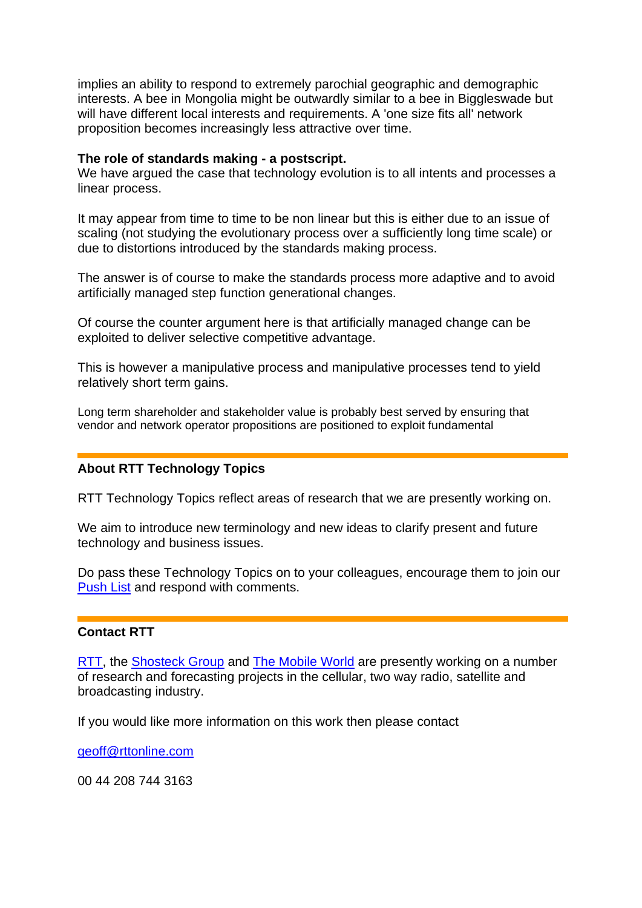implies an ability to respond to extremely parochial geographic and demographic interests. A bee in Mongolia might be outwardly similar to a bee in Biggleswade but will have different local interests and requirements. A 'one size fits all' network proposition becomes increasingly less attractive over time.

**The role of standards making - a postscript.**

We have argued the case that technology evolution is to all intents and processes a linear process.

It may appear from time to time to be non linear but this is either due to an issue of scaling (not studying the evolutionary process over a sufficiently long time scale) or due to distortions introduced by the standards making process.

The answer is of course to make the standards process more adaptive and to avoid artificially managed step function generational changes.

Of course the counter argument here is that artificially managed change can be exploited to deliver selective competitive advantage.

This is however a manipulative process and manipulative processes tend to yield relatively short term gains.

Long term shareholder and stakeholder value is probably best served by ensuring that vendor and network operator propositions are positioned to exploit fundamental

---

**About RTT Technology Topics**

RTT Technology Topics reflect areas of research that we are presently working on.

We aim to introduce new terminology and new ideas to clarify present and future technology and business issues.

Do pass these Technology Topics on to your colleagues, encourage them to join our Push List and respond with comments.

---

**Contact RTT**

RTT, the Shosteck Group and The Mobile World are presently working on a number of research and forecasting projects in the cellular, two way radio, satellite and broadcasting industry.

If you would like more information on this work then please contact

geoff@rttonline.com

00 44 208 744 3163